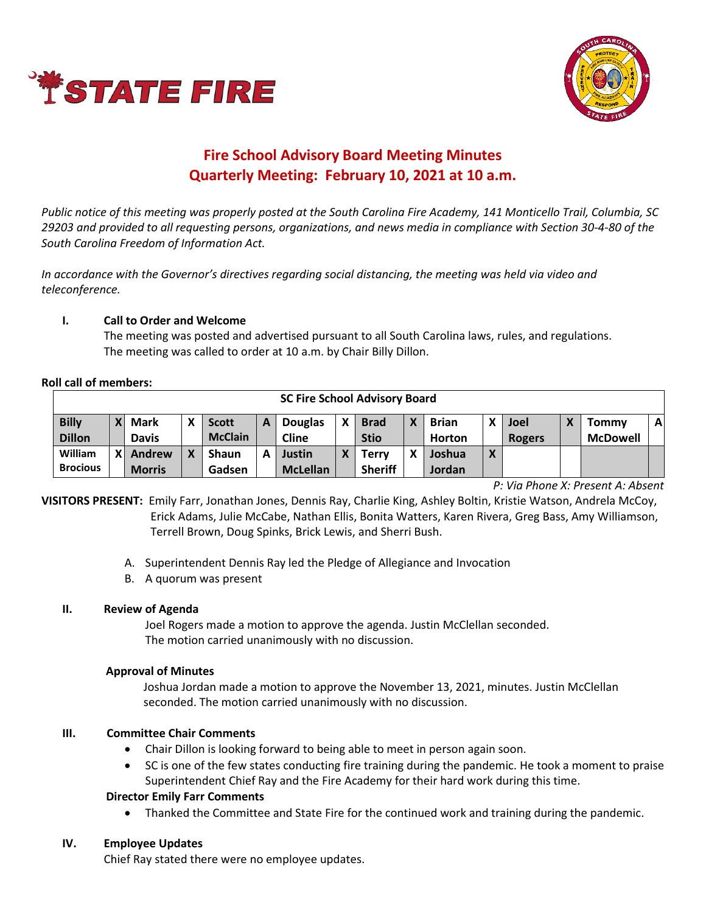# Fire School Advisory Board Meeting Minutes
## Quarterly Meeting: February 10, 2021 at 10 a.m.

*Public notice of this meeting was properly posted at the South Carolina Fire Academy, 141 Monticello Trail, Columbia, SC 29203 and provided to all requesting persons, organizations, and news media in compliance with Section 30-4-80 of the South Carolina Freedom of Information Act.*

*In accordance with the Governor's directives regarding social distancing, the meeting was held via video and teleconference.*

**I. Call to Order and Welcome**

The meeting was posted and advertised pursuant to all South Carolina laws, rules, and regulations. The meeting was called to order at 10 a.m. by Chair Billy Dillon.

**Roll call of members:**

| SC Fire School Advisory Board | | | | | | | | | | | | | | | | |
|---|---|---|---|---|---|---|---|---|---|---|---|---|---|---|---|---|
| **Billy Dillon** | X | **Mark Davis** | X | **Scott McClain** | A | **Douglas Cline** | X | **Brad Stio** | X | **Brian Horton** | X | **Joel Rogers** | X | **Tommy McDowell** | A |
| **William Brocious** | X | **Andrew Morris** | X | **Shaun Gadsen** | A | **Justin McLellan** | X | **Terry Sheriff** | X | **Joshua Jordan** | X | | | | |

*P: Via Phone X: Present A: Absent*

**VISITORS PRESENT:** Emily Farr, Jonathan Jones, Dennis Ray, Charlie King, Ashley Boltin, Kristie Watson, Andrela McCoy, Erick Adams, Julie McCabe, Nathan Ellis, Bonita Watters, Karen Rivera, Greg Bass, Amy Williamson, Terrell Brown, Doug Spinks, Brick Lewis, and Sherri Bush.

A. Superintendent Dennis Ray led the Pledge of Allegiance and Invocation
B. A quorum was present

**II. Review of Agenda**

Joel Rogers made a motion to approve the agenda. Justin McClellan seconded. The motion carried unanimously with no discussion.

**Approval of Minutes**

Joshua Jordan made a motion to approve the November 13, 2021, minutes. Justin McClellan seconded. The motion carried unanimously with no discussion.

**III. Committee Chair Comments**

- Chair Dillon is looking forward to being able to meet in person again soon.
- SC is one of the few states conducting fire training during the pandemic. He took a moment to praise Superintendent Chief Ray and the Fire Academy for their hard work during this time.

**Director Emily Farr Comments**

- Thanked the Committee and State Fire for the continued work and training during the pandemic.

**IV. Employee Updates**

Chief Ray stated there were no employee updates.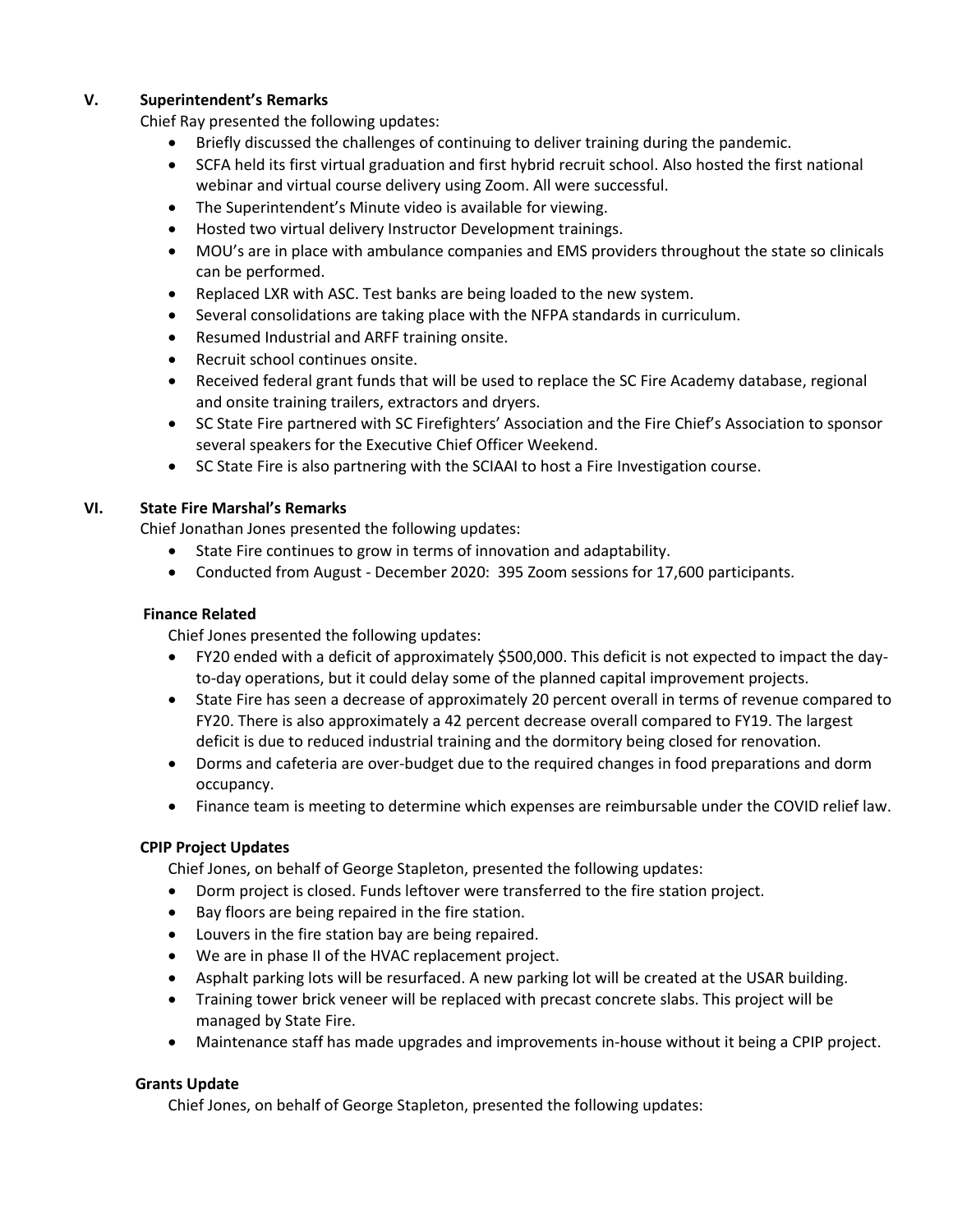## V. Superintendent's Remarks

Chief Ray presented the following updates:

- Briefly discussed the challenges of continuing to deliver training during the pandemic.
- SCFA held its first virtual graduation and first hybrid recruit school. Also hosted the first national webinar and virtual course delivery using Zoom. All were successful.
- The Superintendent's Minute video is available for viewing.
- Hosted two virtual delivery Instructor Development trainings.
- MOU's are in place with ambulance companies and EMS providers throughout the state so clinicals can be performed.
- Replaced LXR with ASC. Test banks are being loaded to the new system.
- Several consolidations are taking place with the NFPA standards in curriculum.
- Resumed Industrial and ARFF training onsite.
- Recruit school continues onsite.
- Received federal grant funds that will be used to replace the SC Fire Academy database, regional and onsite training trailers, extractors and dryers.
- SC State Fire partnered with SC Firefighters' Association and the Fire Chief's Association to sponsor several speakers for the Executive Chief Officer Weekend.
- SC State Fire is also partnering with the SCIAAI to host a Fire Investigation course.

## VI. State Fire Marshal's Remarks

Chief Jonathan Jones presented the following updates:

- State Fire continues to grow in terms of innovation and adaptability.
- Conducted from August - December 2020: 395 Zoom sessions for 17,600 participants.

### Finance Related

Chief Jones presented the following updates:

- FY20 ended with a deficit of approximately $500,000. This deficit is not expected to impact the day-to-day operations, but it could delay some of the planned capital improvement projects.
- State Fire has seen a decrease of approximately 20 percent overall in terms of revenue compared to FY20. There is also approximately a 42 percent decrease overall compared to FY19. The largest deficit is due to reduced industrial training and the dormitory being closed for renovation.
- Dorms and cafeteria are over-budget due to the required changes in food preparations and dorm occupancy.
- Finance team is meeting to determine which expenses are reimbursable under the COVID relief law.

### CPIP Project Updates

Chief Jones, on behalf of George Stapleton, presented the following updates:

- Dorm project is closed. Funds leftover were transferred to the fire station project.
- Bay floors are being repaired in the fire station.
- Louvers in the fire station bay are being repaired.
- We are in phase II of the HVAC replacement project.
- Asphalt parking lots will be resurfaced. A new parking lot will be created at the USAR building.
- Training tower brick veneer will be replaced with precast concrete slabs. This project will be managed by State Fire.
- Maintenance staff has made upgrades and improvements in-house without it being a CPIP project.

### Grants Update

Chief Jones, on behalf of George Stapleton, presented the following updates: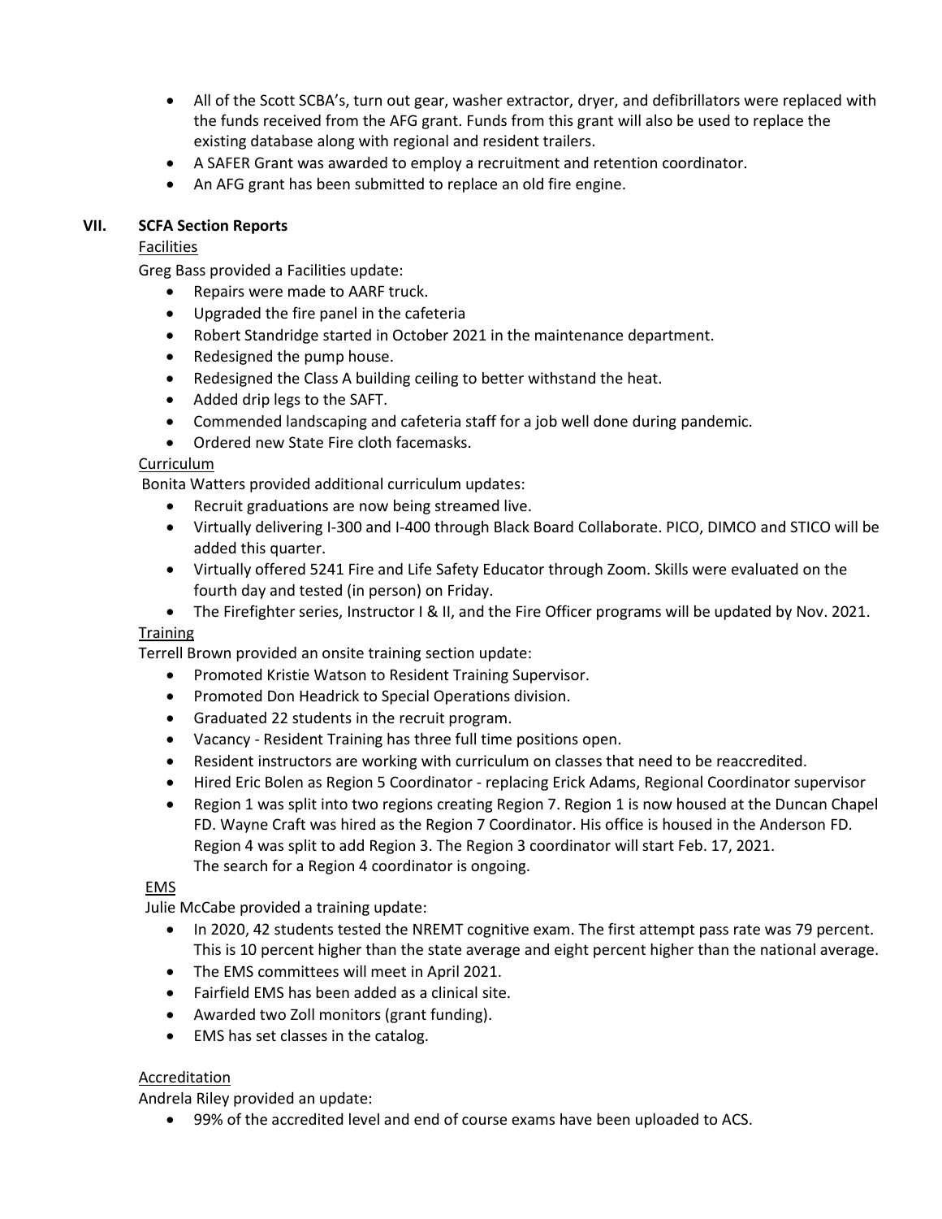- All of the Scott SCBA's, turn out gear, washer extractor, dryer, and defibrillators were replaced with the funds received from the AFG grant. Funds from this grant will also be used to replace the existing database along with regional and resident trailers.
- A SAFER Grant was awarded to employ a recruitment and retention coordinator.
- An AFG grant has been submitted to replace an old fire engine.

## VII. SCFA Section Reports

Facilities

Greg Bass provided a Facilities update:

- Repairs were made to AARF truck.
- Upgraded the fire panel in the cafeteria
- Robert Standridge started in October 2021 in the maintenance department.
- Redesigned the pump house.
- Redesigned the Class A building ceiling to better withstand the heat.
- Added drip legs to the SAFT.
- Commended landscaping and cafeteria staff for a job well done during pandemic.
- Ordered new State Fire cloth facemasks.

Curriculum

Bonita Watters provided additional curriculum updates:

- Recruit graduations are now being streamed live.
- Virtually delivering I-300 and I-400 through Black Board Collaborate. PICO, DIMCO and STICO will be added this quarter.
- Virtually offered 5241 Fire and Life Safety Educator through Zoom. Skills were evaluated on the fourth day and tested (in person) on Friday.
- The Firefighter series, Instructor I & II, and the Fire Officer programs will be updated by Nov. 2021.

Training

Terrell Brown provided an onsite training section update:

- Promoted Kristie Watson to Resident Training Supervisor.
- Promoted Don Headrick to Special Operations division.
- Graduated 22 students in the recruit program.
- Vacancy - Resident Training has three full time positions open.
- Resident instructors are working with curriculum on classes that need to be reaccredited.
- Hired Eric Bolen as Region 5 Coordinator - replacing Erick Adams, Regional Coordinator supervisor
- Region 1 was split into two regions creating Region 7. Region 1 is now housed at the Duncan Chapel FD. Wayne Craft was hired as the Region 7 Coordinator. His office is housed in the Anderson FD. Region 4 was split to add Region 3. The Region 3 coordinator will start Feb. 17, 2021. The search for a Region 4 coordinator is ongoing.

EMS

Julie McCabe provided a training update:

- In 2020, 42 students tested the NREMT cognitive exam. The first attempt pass rate was 79 percent. This is 10 percent higher than the state average and eight percent higher than the national average.
- The EMS committees will meet in April 2021.
- Fairfield EMS has been added as a clinical site.
- Awarded two Zoll monitors (grant funding).
- EMS has set classes in the catalog.

Accreditation

Andrela Riley provided an update:

- 99% of the accredited level and end of course exams have been uploaded to ACS.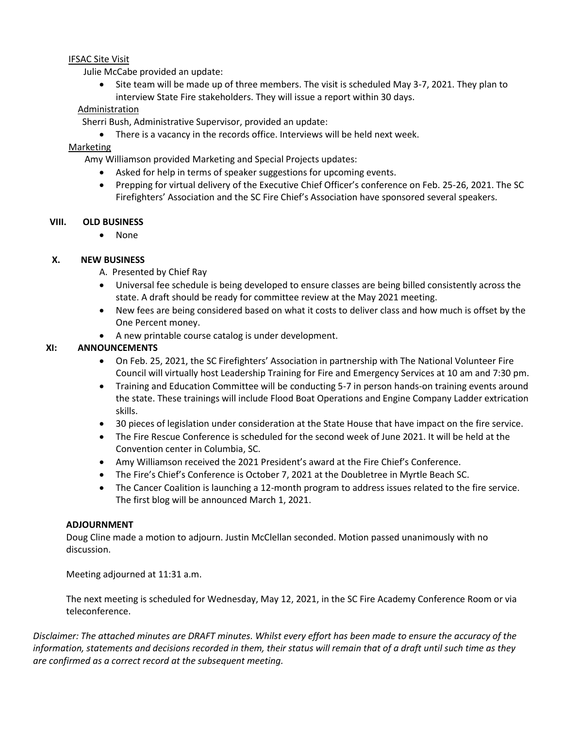IFSAC Site Visit

Julie McCabe provided an update:

- Site team will be made up of three members. The visit is scheduled May 3-7, 2021. They plan to interview State Fire stakeholders. They will issue a report within 30 days.

Administration

Sherri Bush, Administrative Supervisor, provided an update:

- There is a vacancy in the records office. Interviews will be held next week.

Marketing

Amy Williamson provided Marketing and Special Projects updates:

- Asked for help in terms of speaker suggestions for upcoming events.
- Prepping for virtual delivery of the Executive Chief Officer's conference on Feb. 25-26, 2021. The SC Firefighters' Association and the SC Fire Chief's Association have sponsored several speakers.

**VIII. OLD BUSINESS**

- None

**X. NEW BUSINESS**

A. Presented by Chief Ray

- Universal fee schedule is being developed to ensure classes are being billed consistently across the state. A draft should be ready for committee review at the May 2021 meeting.
- New fees are being considered based on what it costs to deliver class and how much is offset by the One Percent money.
- A new printable course catalog is under development.

**XI: ANNOUNCEMENTS**

- On Feb. 25, 2021, the SC Firefighters' Association in partnership with The National Volunteer Fire Council will virtually host Leadership Training for Fire and Emergency Services at 10 am and 7:30 pm.
- Training and Education Committee will be conducting 5-7 in person hands-on training events around the state. These trainings will include Flood Boat Operations and Engine Company Ladder extrication skills.
- 30 pieces of legislation under consideration at the State House that have impact on the fire service.
- The Fire Rescue Conference is scheduled for the second week of June 2021. It will be held at the Convention center in Columbia, SC.
- Amy Williamson received the 2021 President's award at the Fire Chief's Conference.
- The Fire's Chief's Conference is October 7, 2021 at the Doubletree in Myrtle Beach SC.
- The Cancer Coalition is launching a 12-month program to address issues related to the fire service. The first blog will be announced March 1, 2021.

**ADJOURNMENT**

Doug Cline made a motion to adjourn. Justin McClellan seconded. Motion passed unanimously with no discussion.

Meeting adjourned at 11:31 a.m.

The next meeting is scheduled for Wednesday, May 12, 2021, in the SC Fire Academy Conference Room or via teleconference.

*Disclaimer: The attached minutes are DRAFT minutes. Whilst every effort has been made to ensure the accuracy of the information, statements and decisions recorded in them, their status will remain that of a draft until such time as they are confirmed as a correct record at the subsequent meeting.*